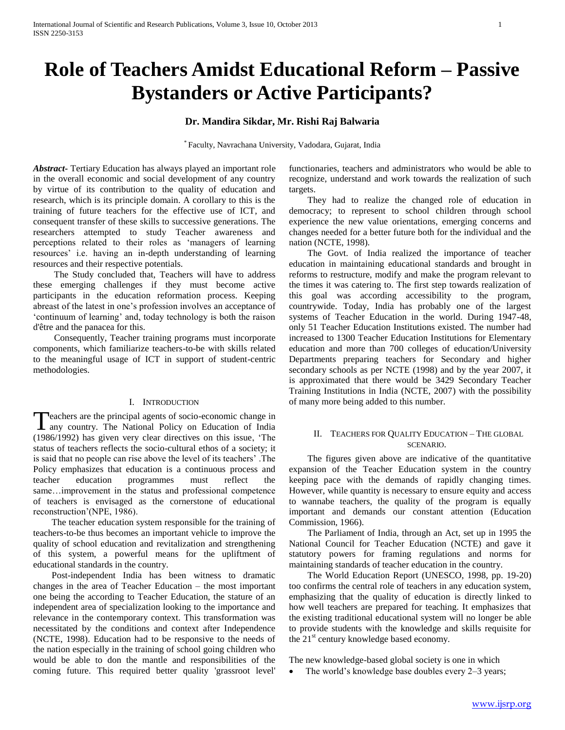# Role of Teachers Amidst Educational Reform – Passive Bystanders or Active Participants?

**Dr. Mandira Sikdar, Mr. Rishi Raj Balwaria**

[*] Faculty, Navrachana University, Vadodara, Gujarat, India

***Abstract-*** Tertiary Education has always played an important role in the overall economic and social development of any country by virtue of its contribution to the quality of education and research, which is its principle domain. A corollary to this is the training of future teachers for the effective use of ICT, and consequent transfer of these skills to successive generations. The researchers attempted to study Teacher awareness and perceptions related to their roles as 'managers of learning resources' i.e. having an in-depth understanding of learning resources and their respective potentials.

The Study concluded that, Teachers will have to address these emerging challenges if they must become active participants in the education reformation process. Keeping abreast of the latest in one's profession involves an acceptance of 'continuum of learning' and, today technology is both the raison d'être and the panacea for this.

Consequently, Teacher training programs must incorporate components, which familiarize teachers-to-be with skills related to the meaningful usage of ICT in support of student-centric methodologies.

## I. Introduction

Teachers are the principal agents of socio-economic change in any country. The National Policy on Education of India (1986/1992) has given very clear directives on this issue, 'The status of teachers reflects the socio-cultural ethos of a society; it is said that no people can rise above the level of its teachers' .The Policy emphasizes that education is a continuous process and teacher education programmes must reflect the same…improvement in the status and professional competence of teachers is envisaged as the cornerstone of educational reconstruction'(NPE, 1986).

The teacher education system responsible for the training of teachers-to-be thus becomes an important vehicle to improve the quality of school education and revitalization and strengthening of this system, a powerful means for the upliftment of educational standards in the country.

Post-independent India has been witness to dramatic changes in the area of Teacher Education – the most important one being the according to Teacher Education, the stature of an independent area of specialization looking to the importance and relevance in the contemporary context. This transformation was necessitated by the conditions and context after Independence (NCTE, 1998). Education had to be responsive to the needs of the nation especially in the training of school going children who would be able to don the mantle and responsibilities of the coming future. This required better quality 'grassroot level' functionaries, teachers and administrators who would be able to recognize, understand and work towards the realization of such targets.

They had to realize the changed role of education in democracy; to represent to school children through school experience the new value orientations, emerging concerns and changes needed for a better future both for the individual and the nation (NCTE, 1998).

The Govt. of India realized the importance of teacher education in maintaining educational standards and brought in reforms to restructure, modify and make the program relevant to the times it was catering to. The first step towards realization of this goal was according accessibility to the program, countrywide. Today, India has probably one of the largest systems of Teacher Education in the world. During 1947-48, only 51 Teacher Education Institutions existed. The number had increased to 1300 Teacher Education Institutions for Elementary education and more than 700 colleges of education/University Departments preparing teachers for Secondary and higher secondary schools as per NCTE (1998) and by the year 2007, it is approximated that there would be 3429 Secondary Teacher Training Institutions in India (NCTE, 2007) with the possibility of many more being added to this number.

## II. Teachers for Quality Education – The Global Scenario.

The figures given above are indicative of the quantitative expansion of the Teacher Education system in the country keeping pace with the demands of rapidly changing times. However, while quantity is necessary to ensure equity and access to wannabe teachers, the quality of the program is equally important and demands our constant attention (Education Commission, 1966).

The Parliament of India, through an Act, set up in 1995 the National Council for Teacher Education (NCTE) and gave it statutory powers for framing regulations and norms for maintaining standards of teacher education in the country.

The World Education Report (UNESCO, 1998, pp. 19-20) too confirms the central role of teachers in any education system, emphasizing that the quality of education is directly linked to how well teachers are prepared for teaching. It emphasizes that the existing traditional educational system will no longer be able to provide students with the knowledge and skills requisite for the 21st century knowledge based economy.

The new knowledge-based global society is one in which

- The world's knowledge base doubles every 2–3 years;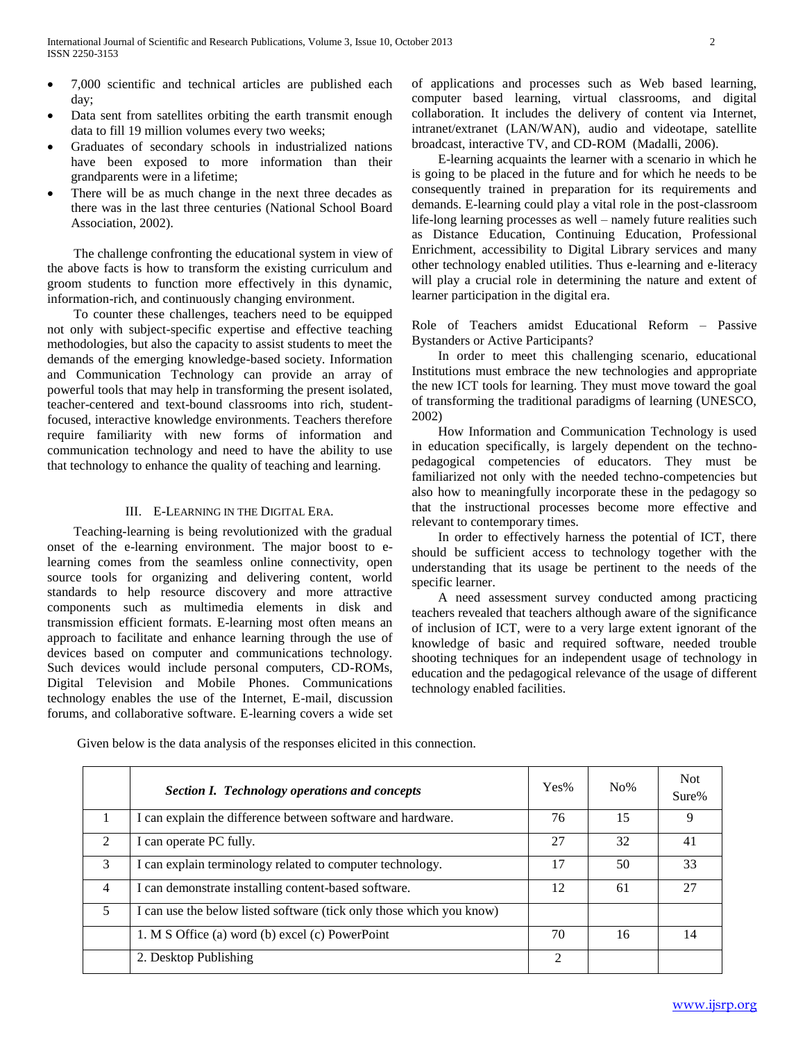- 7,000 scientific and technical articles are published each day;
- Data sent from satellites orbiting the earth transmit enough data to fill 19 million volumes every two weeks;
- Graduates of secondary schools in industrialized nations have been exposed to more information than their grandparents were in a lifetime;
- There will be as much change in the next three decades as there was in the last three centuries (National School Board Association, 2002).

The challenge confronting the educational system in view of the above facts is how to transform the existing curriculum and groom students to function more effectively in this dynamic, information-rich, and continuously changing environment.

To counter these challenges, teachers need to be equipped not only with subject-specific expertise and effective teaching methodologies, but also the capacity to assist students to meet the demands of the emerging knowledge-based society. Information and Communication Technology can provide an array of powerful tools that may help in transforming the present isolated, teacher-centered and text-bound classrooms into rich, student-focused, interactive knowledge environments. Teachers therefore require familiarity with new forms of information and communication technology and need to have the ability to use that technology to enhance the quality of teaching and learning.

## III. E-Learning in the Digital Era.

Teaching-learning is being revolutionized with the gradual onset of the e-learning environment. The major boost to e-learning comes from the seamless online connectivity, open source tools for organizing and delivering content, world standards to help resource discovery and more attractive components such as multimedia elements in disk and transmission efficient formats. E-learning most often means an approach to facilitate and enhance learning through the use of devices based on computer and communications technology. Such devices would include personal computers, CD-ROMs, Digital Television and Mobile Phones. Communications technology enables the use of the Internet, E-mail, discussion forums, and collaborative software. E-learning covers a wide set of applications and processes such as Web based learning, computer based learning, virtual classrooms, and digital collaboration. It includes the delivery of content via Internet, intranet/extranet (LAN/WAN), audio and videotape, satellite broadcast, interactive TV, and CD-ROM (Madalli, 2006).

E-learning acquaints the learner with a scenario in which he is going to be placed in the future and for which he needs to be consequently trained in preparation for its requirements and demands. E-learning could play a vital role in the post-classroom life-long learning processes as well – namely future realities such as Distance Education, Continuing Education, Professional Enrichment, accessibility to Digital Library services and many other technology enabled utilities. Thus e-learning and e-literacy will play a crucial role in determining the nature and extent of learner participation in the digital era.

Role of Teachers amidst Educational Reform – Passive Bystanders or Active Participants?

In order to meet this challenging scenario, educational Institutions must embrace the new technologies and appropriate the new ICT tools for learning. They must move toward the goal of transforming the traditional paradigms of learning (UNESCO, 2002)

How Information and Communication Technology is used in education specifically, is largely dependent on the techno-pedagogical competencies of educators. They must be familiarized not only with the needed techno-competencies but also how to meaningfully incorporate these in the pedagogy so that the instructional processes become more effective and relevant to contemporary times.

In order to effectively harness the potential of ICT, there should be sufficient access to technology together with the understanding that its usage be pertinent to the needs of the specific learner.

A need assessment survey conducted among practicing teachers revealed that teachers although aware of the significance of inclusion of ICT, were to a very large extent ignorant of the knowledge of basic and required software, needed trouble shooting techniques for an independent usage of technology in education and the pedagogical relevance of the usage of different technology enabled facilities.

Given below is the data analysis of the responses elicited in this connection.

| | ***Section I. Technology operations and concepts*** | Yes% | No% | Not Sure% |
|---|---|---|---|---|
| 1 | I can explain the difference between software and hardware. | 76 | 15 | 9 |
| 2 | I can operate PC fully. | 27 | 32 | 41 |
| 3 | I can explain terminology related to computer technology. | 17 | 50 | 33 |
| 4 | I can demonstrate installing content-based software. | 12 | 61 | 27 |
| 5 | I can use the below listed software (tick only those which you know) | | | |
| | 1. M S Office (a) word (b) excel (c) PowerPoint | 70 | 16 | 14 |
| | 2. Desktop Publishing | 2 | | |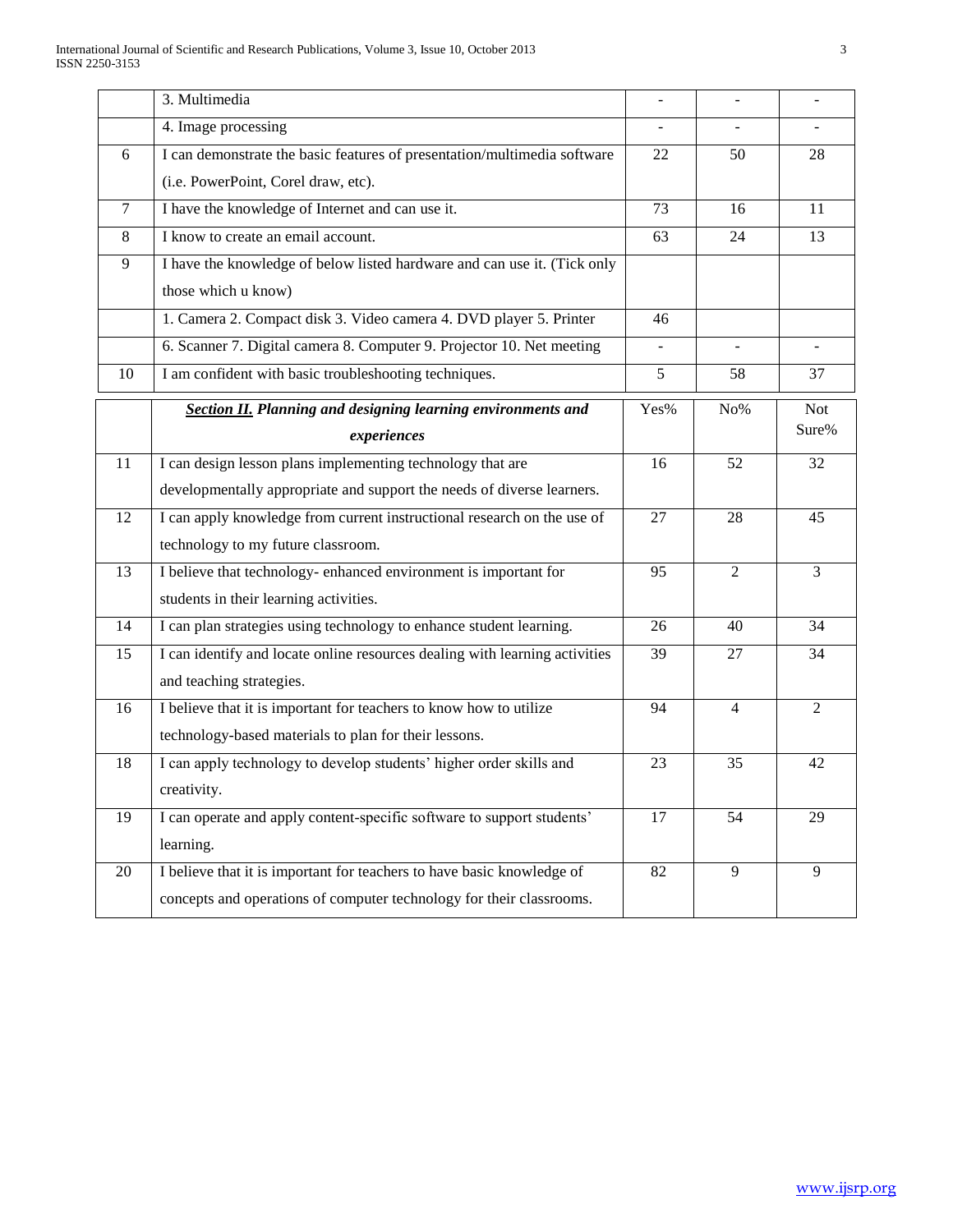|  |  |  |  |  |
|---|---|---|---|---|
|  | 3. Multimedia | - | - | - |
|  | 4. Image processing | - | - | - |
| 6 | I can demonstrate the basic features of presentation/multimedia software (i.e. PowerPoint, Corel draw, etc). | 22 | 50 | 28 |
| 7 | I have the knowledge of Internet and can use it. | 73 | 16 | 11 |
| 8 | I know to create an email account. | 63 | 24 | 13 |
| 9 | I have the knowledge of below listed hardware and can use it. (Tick only those which u know) |  |  |  |
|  | 1. Camera 2. Compact disk 3. Video camera 4. DVD player 5. Printer | 46 |  |  |
|  | 6. Scanner 7. Digital camera 8. Computer 9. Projector 10. Net meeting | - | - | - |
| 10 | I am confident with basic troubleshooting techniques. | 5 | 58 | 37 |

|  | ***Section II.*** ***Planning and designing learning environments and experiences*** | Yes% | No% | Not Sure% |
|---|---|---|---|---|
| 11 | I can design lesson plans implementing technology that are developmentally appropriate and support the needs of diverse learners. | 16 | 52 | 32 |
| 12 | I can apply knowledge from current instructional research on the use of technology to my future classroom. | 27 | 28 | 45 |
| 13 | I believe that technology- enhanced environment is important for students in their learning activities. | 95 | 2 | 3 |
| 14 | I can plan strategies using technology to enhance student learning. | 26 | 40 | 34 |
| 15 | I can identify and locate online resources dealing with learning activities and teaching strategies. | 39 | 27 | 34 |
| 16 | I believe that it is important for teachers to know how to utilize technology-based materials to plan for their lessons. | 94 | 4 | 2 |
| 18 | I can apply technology to develop students' higher order skills and creativity. | 23 | 35 | 42 |
| 19 | I can operate and apply content-specific software to support students' learning. | 17 | 54 | 29 |
| 20 | I believe that it is important for teachers to have basic knowledge of concepts and operations of computer technology for their classrooms. | 82 | 9 | 9 |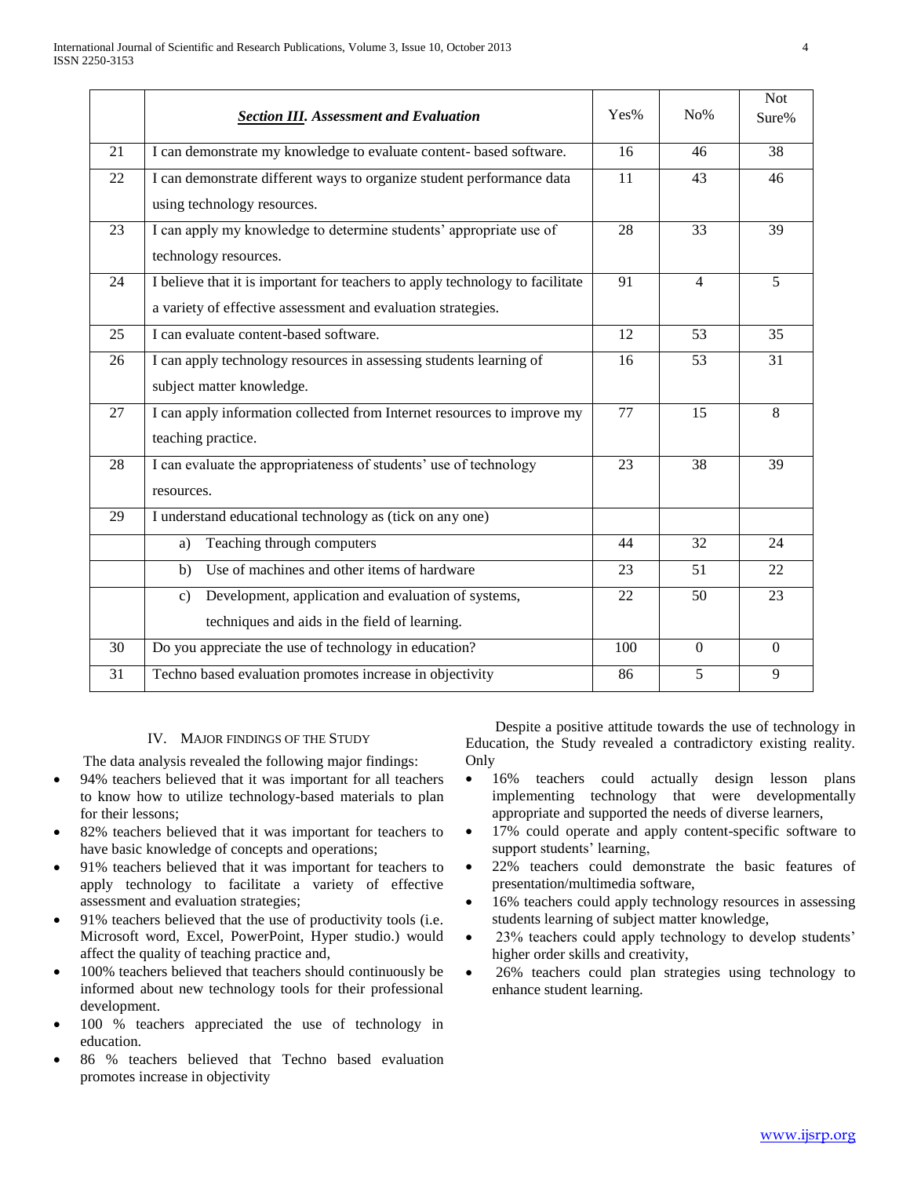| | ***Section III. Assessment and Evaluation*** | Yes% | No% | Not Sure% |
|---|---|---|---|---|
| 21 | I can demonstrate my knowledge to evaluate content- based software. | 16 | 46 | 38 |
| 22 | I can demonstrate different ways to organize student performance data using technology resources. | 11 | 43 | 46 |
| 23 | I can apply my knowledge to determine students' appropriate use of technology resources. | 28 | 33 | 39 |
| 24 | I believe that it is important for teachers to apply technology to facilitate a variety of effective assessment and evaluation strategies. | 91 | 4 | 5 |
| 25 | I can evaluate content-based software. | 12 | 53 | 35 |
| 26 | I can apply technology resources in assessing students learning of subject matter knowledge. | 16 | 53 | 31 |
| 27 | I can apply information collected from Internet resources to improve my teaching practice. | 77 | 15 | 8 |
| 28 | I can evaluate the appropriateness of students' use of technology resources. | 23 | 38 | 39 |
| 29 | I understand educational technology as (tick on any one) | | | |
| | a) Teaching through computers | 44 | 32 | 24 |
| | b) Use of machines and other items of hardware | 23 | 51 | 22 |
| | c) Development, application and evaluation of systems, techniques and aids in the field of learning. | 22 | 50 | 23 |
| 30 | Do you appreciate the use of technology in education? | 100 | 0 | 0 |
| 31 | Techno based evaluation promotes increase in objectivity | 86 | 5 | 9 |

## IV. Major Findings of the Study

The data analysis revealed the following major findings:

- 94% teachers believed that it was important for all teachers to know how to utilize technology-based materials to plan for their lessons;
- 82% teachers believed that it was important for teachers to have basic knowledge of concepts and operations;
- 91% teachers believed that it was important for teachers to apply technology to facilitate a variety of effective assessment and evaluation strategies;
- 91% teachers believed that the use of productivity tools (i.e. Microsoft word, Excel, PowerPoint, Hyper studio.) would affect the quality of teaching practice and,
- 100% teachers believed that teachers should continuously be informed about new technology tools for their professional development.
- 100 % teachers appreciated the use of technology in education.
- 86 % teachers believed that Techno based evaluation promotes increase in objectivity

Despite a positive attitude towards the use of technology in Education, the Study revealed a contradictory existing reality. Only

- 16% teachers could actually design lesson plans implementing technology that were developmentally appropriate and supported the needs of diverse learners,
- 17% could operate and apply content-specific software to support students' learning,
- 22% teachers could demonstrate the basic features of presentation/multimedia software,
- 16% teachers could apply technology resources in assessing students learning of subject matter knowledge,
- 23% teachers could apply technology to develop students' higher order skills and creativity,
- 26% teachers could plan strategies using technology to enhance student learning.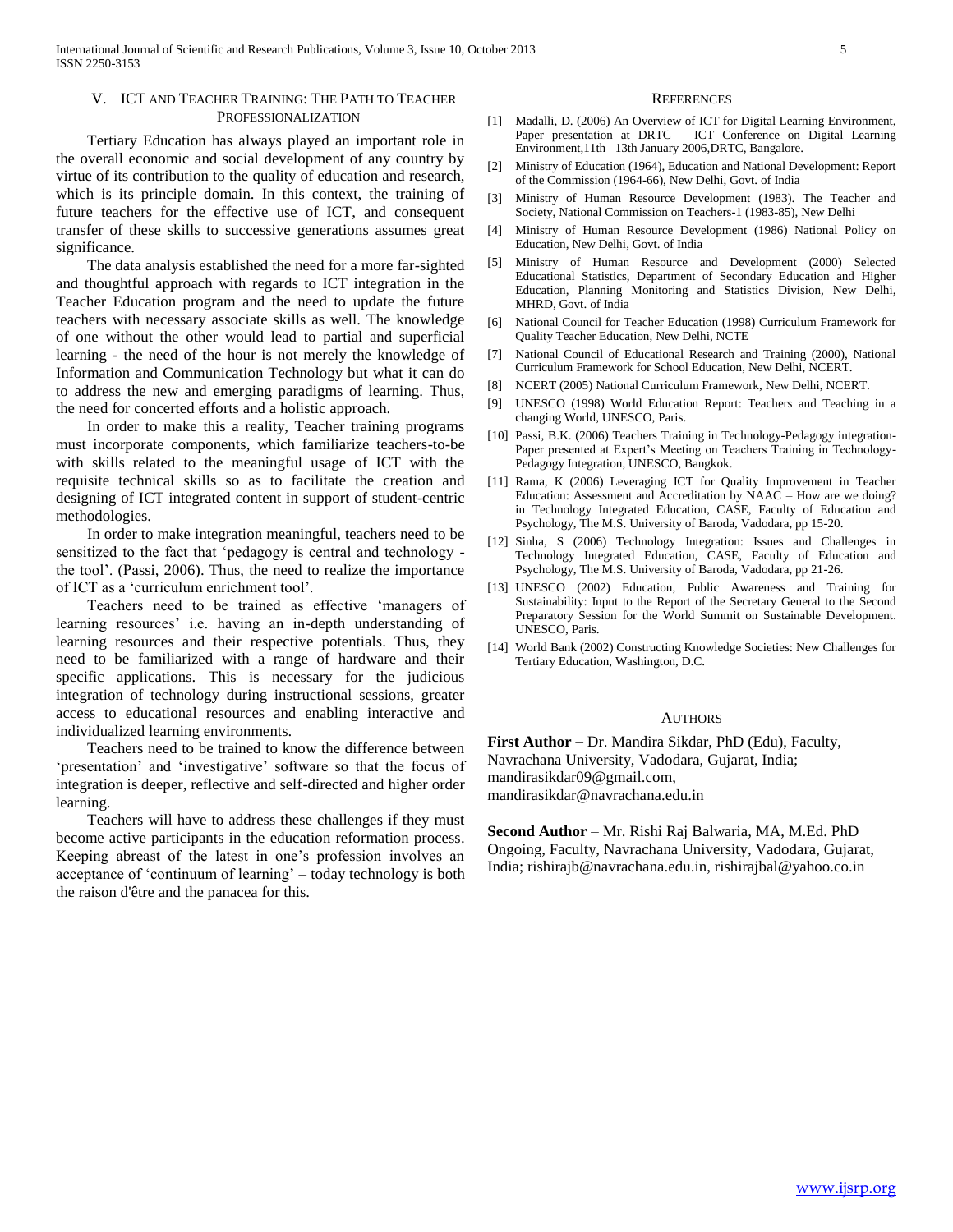## V. ICT and Teacher Training: The Path to Teacher Professionalization

Tertiary Education has always played an important role in the overall economic and social development of any country by virtue of its contribution to the quality of education and research, which is its principle domain. In this context, the training of future teachers for the effective use of ICT, and consequent transfer of these skills to successive generations assumes great significance.

The data analysis established the need for a more far-sighted and thoughtful approach with regards to ICT integration in the Teacher Education program and the need to update the future teachers with necessary associate skills as well. The knowledge of one without the other would lead to partial and superficial learning - the need of the hour is not merely the knowledge of Information and Communication Technology but what it can do to address the new and emerging paradigms of learning. Thus, the need for concerted efforts and a holistic approach.

In order to make this a reality, Teacher training programs must incorporate components, which familiarize teachers-to-be with skills related to the meaningful usage of ICT with the requisite technical skills so as to facilitate the creation and designing of ICT integrated content in support of student-centric methodologies.

In order to make integration meaningful, teachers need to be sensitized to the fact that 'pedagogy is central and technology - the tool'. (Passi, 2006). Thus, the need to realize the importance of ICT as a 'curriculum enrichment tool'.

Teachers need to be trained as effective 'managers of learning resources' i.e. having an in-depth understanding of learning resources and their respective potentials. Thus, they need to be familiarized with a range of hardware and their specific applications. This is necessary for the judicious integration of technology during instructional sessions, greater access to educational resources and enabling interactive and individualized learning environments.

Teachers need to be trained to know the difference between 'presentation' and 'investigative' software so that the focus of integration is deeper, reflective and self-directed and higher order learning.

Teachers will have to address these challenges if they must become active participants in the education reformation process. Keeping abreast of the latest in one's profession involves an acceptance of 'continuum of learning' – today technology is both the raison d'être and the panacea for this.

## References

[1] Madalli, D. (2006) An Overview of ICT for Digital Learning Environment, Paper presentation at DRTC – ICT Conference on Digital Learning Environment,11th –13th January 2006,DRTC, Bangalore.

[2] Ministry of Education (1964), Education and National Development: Report of the Commission (1964-66), New Delhi, Govt. of India

[3] Ministry of Human Resource Development (1983). The Teacher and Society, National Commission on Teachers-1 (1983-85), New Delhi

[4] Ministry of Human Resource Development (1986) National Policy on Education, New Delhi, Govt. of India

[5] Ministry of Human Resource and Development (2000) Selected Educational Statistics, Department of Secondary Education and Higher Education, Planning Monitoring and Statistics Division, New Delhi, MHRD, Govt. of India

[6] National Council for Teacher Education (1998) Curriculum Framework for Quality Teacher Education, New Delhi, NCTE

[7] National Council of Educational Research and Training (2000), National Curriculum Framework for School Education, New Delhi, NCERT.

[8] NCERT (2005) National Curriculum Framework, New Delhi, NCERT.

[9] UNESCO (1998) World Education Report: Teachers and Teaching in a changing World, UNESCO, Paris.

[10] Passi, B.K. (2006) Teachers Training in Technology-Pedagogy integration-Paper presented at Expert's Meeting on Teachers Training in Technology-Pedagogy Integration, UNESCO, Bangkok.

[11] Rama, K (2006) Leveraging ICT for Quality Improvement in Teacher Education: Assessment and Accreditation by NAAC – How are we doing? in Technology Integrated Education, CASE, Faculty of Education and Psychology, The M.S. University of Baroda, Vadodara, pp 15-20.

[12] Sinha, S (2006) Technology Integration: Issues and Challenges in Technology Integrated Education, CASE, Faculty of Education and Psychology, The M.S. University of Baroda, Vadodara, pp 21-26.

[13] UNESCO (2002) Education, Public Awareness and Training for Sustainability: Input to the Report of the Secretary General to the Second Preparatory Session for the World Summit on Sustainable Development. UNESCO, Paris.

[14] World Bank (2002) Constructing Knowledge Societies: New Challenges for Tertiary Education, Washington, D.C.

## Authors

**First Author** – Dr. Mandira Sikdar, PhD (Edu), Faculty, Navrachana University, Vadodara, Gujarat, India; mandirasikdar09@gmail.com, mandirasikdar@navrachana.edu.in

**Second Author** – Mr. Rishi Raj Balwaria, MA, M.Ed. PhD Ongoing, Faculty, Navrachana University, Vadodara, Gujarat, India; rishirajb@navrachana.edu.in, rishirajbal@yahoo.co.in